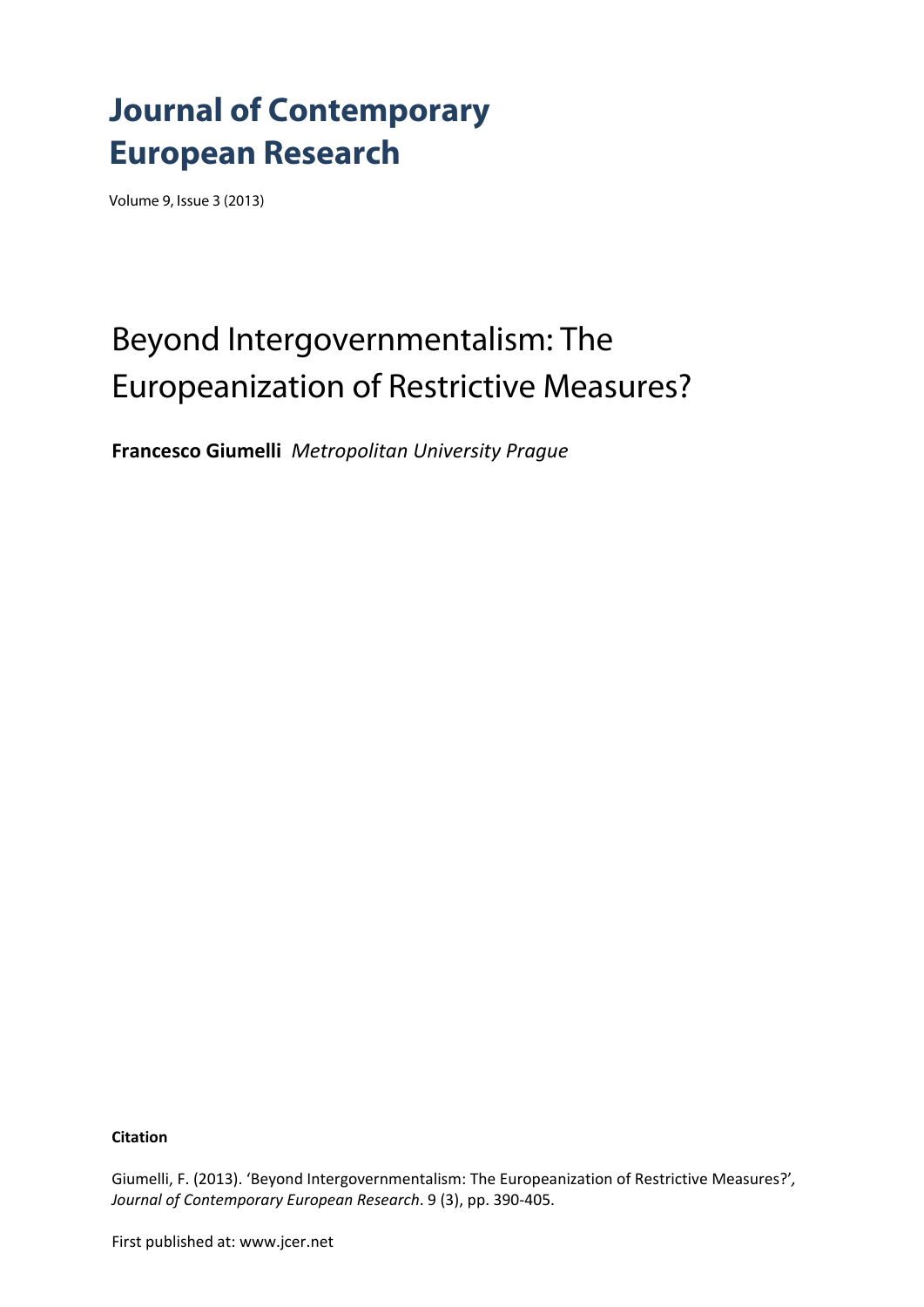# Journal of Contemporary European Research

Volume 9, Issue 3 (2013)

## Beyond Intergovernmentalism: The Europeanization of Restrictive Measures?

**Francesco Giumelli** *Metropolitan University Prague*

**Citation**

Giumelli, F. (2013). 'Beyond Intergovernmentalism: The Europeanization of Restrictive Measures?', *Journal of Contemporary European Research*. 9 (3), pp. 390-405.

First published at: www.jcer.net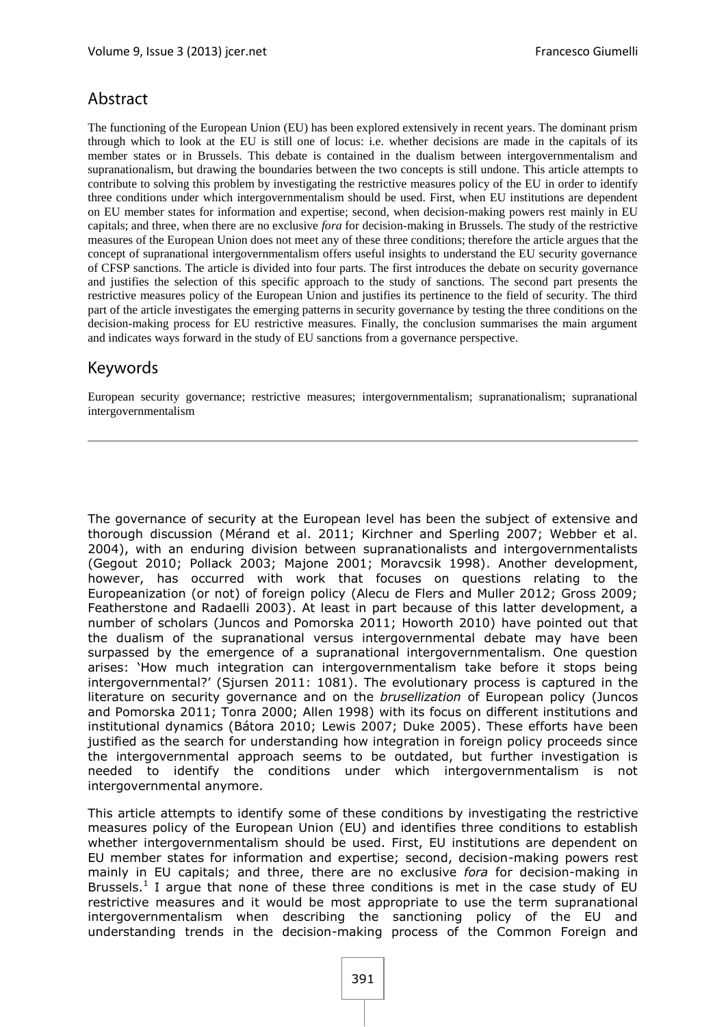## Abstract

The functioning of the European Union (EU) has been explored extensively in recent years. The dominant prism through which to look at the EU is still one of locus: i.e. whether decisions are made in the capitals of its member states or in Brussels. This debate is contained in the dualism between intergovernmentalism and supranationalism, but drawing the boundaries between the two concepts is still undone. This article attempts to contribute to solving this problem by investigating the restrictive measures policy of the EU in order to identify three conditions under which intergovernmentalism should be used. First, when EU institutions are dependent on EU member states for information and expertise; second, when decision-making powers rest mainly in EU capitals; and three, when there are no exclusive *fora* for decision-making in Brussels. The study of the restrictive measures of the European Union does not meet any of these three conditions; therefore the article argues that the concept of supranational intergovernmentalism offers useful insights to understand the EU security governance of CFSP sanctions. The article is divided into four parts. The first introduces the debate on security governance and justifies the selection of this specific approach to the study of sanctions. The second part presents the restrictive measures policy of the European Union and justifies its pertinence to the field of security. The third part of the article investigates the emerging patterns in security governance by testing the three conditions on the decision-making process for EU restrictive measures. Finally, the conclusion summarises the main argument and indicates ways forward in the study of EU sanctions from a governance perspective.

## Keywords

European security governance; restrictive measures; intergovernmentalism; supranationalism; supranational intergovernmentalism

---

The governance of security at the European level has been the subject of extensive and thorough discussion (Mérand et al. 2011; Kirchner and Sperling 2007; Webber et al. 2004), with an enduring division between supranationalists and intergovernmentalists (Gegout 2010; Pollack 2003; Majone 2001; Moravcsik 1998). Another development, however, has occurred with work that focuses on questions relating to the Europeanization (or not) of foreign policy (Alecu de Flers and Muller 2012; Gross 2009; Featherstone and Radaelli 2003). At least in part because of this latter development, a number of scholars (Juncos and Pomorska 2011; Howorth 2010) have pointed out that the dualism of the supranational versus intergovernmental debate may have been surpassed by the emergence of a supranational intergovernmentalism. One question arises: 'How much integration can intergovernmentalism take before it stops being intergovernmental?' (Sjursen 2011: 1081). The evolutionary process is captured in the literature on security governance and on the *brusellization* of European policy (Juncos and Pomorska 2011; Tonra 2000; Allen 1998) with its focus on different institutions and institutional dynamics (Bátora 2010; Lewis 2007; Duke 2005). These efforts have been justified as the search for understanding how integration in foreign policy proceeds since the intergovernmental approach seems to be outdated, but further investigation is needed to identify the conditions under which intergovernmentalism is not intergovernmental anymore.

This article attempts to identify some of these conditions by investigating the restrictive measures policy of the European Union (EU) and identifies three conditions to establish whether intergovernmentalism should be used. First, EU institutions are dependent on EU member states for information and expertise; second, decision-making powers rest mainly in EU capitals; and three, there are no exclusive *fora* for decision-making in Brussels.[1] I argue that none of these three conditions is met in the case study of EU restrictive measures and it would be most appropriate to use the term supranational intergovernmentalism when describing the sanctioning policy of the EU and understanding trends in the decision-making process of the Common Foreign and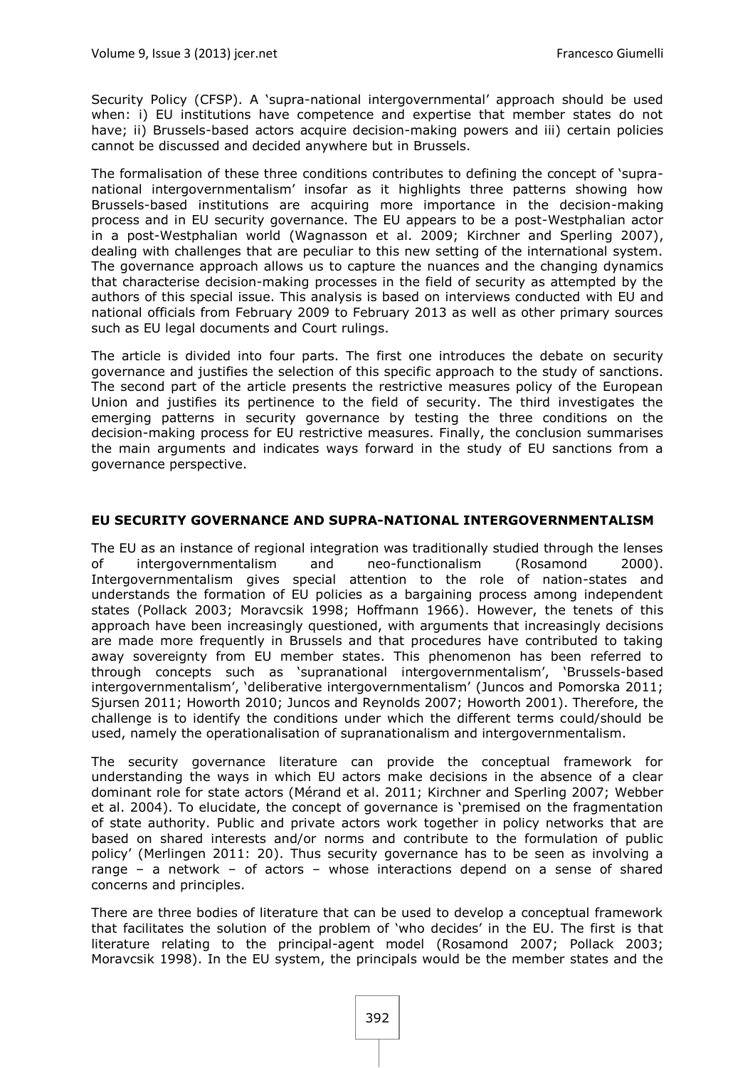Security Policy (CFSP). A 'supra-national intergovernmental' approach should be used when: i) EU institutions have competence and expertise that member states do not have; ii) Brussels-based actors acquire decision-making powers and iii) certain policies cannot be discussed and decided anywhere but in Brussels.

The formalisation of these three conditions contributes to defining the concept of 'supra-national intergovernmentalism' insofar as it highlights three patterns showing how Brussels-based institutions are acquiring more importance in the decision-making process and in EU security governance. The EU appears to be a post-Westphalian actor in a post-Westphalian world (Wagnasson et al. 2009; Kirchner and Sperling 2007), dealing with challenges that are peculiar to this new setting of the international system. The governance approach allows us to capture the nuances and the changing dynamics that characterise decision-making processes in the field of security as attempted by the authors of this special issue. This analysis is based on interviews conducted with EU and national officials from February 2009 to February 2013 as well as other primary sources such as EU legal documents and Court rulings.

The article is divided into four parts. The first one introduces the debate on security governance and justifies the selection of this specific approach to the study of sanctions. The second part of the article presents the restrictive measures policy of the European Union and justifies its pertinence to the field of security. The third investigates the emerging patterns in security governance by testing the three conditions on the decision-making process for EU restrictive measures. Finally, the conclusion summarises the main arguments and indicates ways forward in the study of EU sanctions from a governance perspective.

## EU SECURITY GOVERNANCE AND SUPRA-NATIONAL INTERGOVERNMENTALISM

The EU as an instance of regional integration was traditionally studied through the lenses of intergovernmentalism and neo-functionalism (Rosamond 2000). Intergovernmentalism gives special attention to the role of nation-states and understands the formation of EU policies as a bargaining process among independent states (Pollack 2003; Moravcsik 1998; Hoffmann 1966). However, the tenets of this approach have been increasingly questioned, with arguments that increasingly decisions are made more frequently in Brussels and that procedures have contributed to taking away sovereignty from EU member states. This phenomenon has been referred to through concepts such as 'supranational intergovernmentalism', 'Brussels-based intergovernmentalism', 'deliberative intergovernmentalism' (Juncos and Pomorska 2011; Sjursen 2011; Howorth 2010; Juncos and Reynolds 2007; Howorth 2001). Therefore, the challenge is to identify the conditions under which the different terms could/should be used, namely the operationalisation of supranationalism and intergovernmentalism.

The security governance literature can provide the conceptual framework for understanding the ways in which EU actors make decisions in the absence of a clear dominant role for state actors (Mérand et al. 2011; Kirchner and Sperling 2007; Webber et al. 2004). To elucidate, the concept of governance is 'premised on the fragmentation of state authority. Public and private actors work together in policy networks that are based on shared interests and/or norms and contribute to the formulation of public policy' (Merlingen 2011: 20). Thus security governance has to be seen as involving a range – a network – of actors – whose interactions depend on a sense of shared concerns and principles.

There are three bodies of literature that can be used to develop a conceptual framework that facilitates the solution of the problem of 'who decides' in the EU. The first is that literature relating to the principal-agent model (Rosamond 2007; Pollack 2003; Moravcsik 1998). In the EU system, the principals would be the member states and the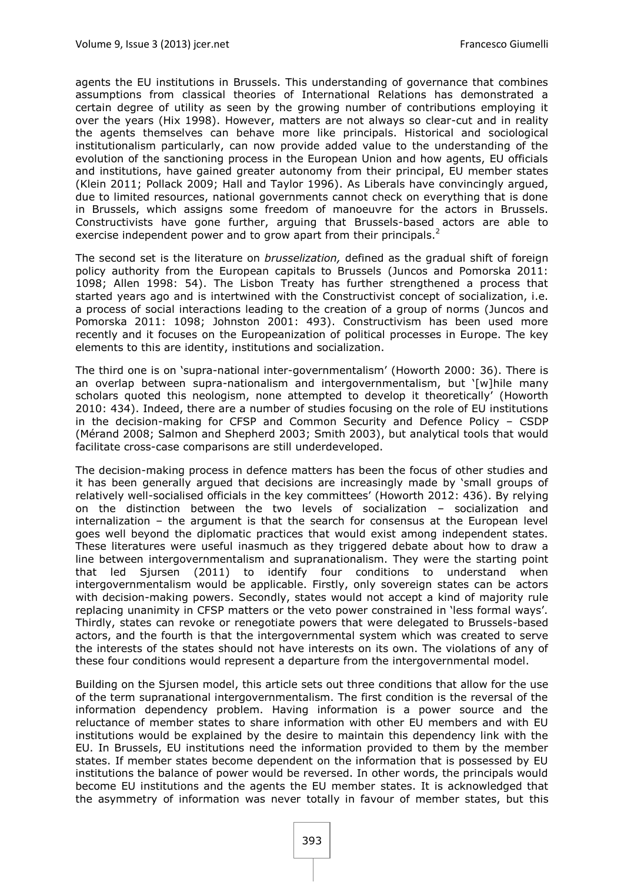agents the EU institutions in Brussels. This understanding of governance that combines assumptions from classical theories of International Relations has demonstrated a certain degree of utility as seen by the growing number of contributions employing it over the years (Hix 1998). However, matters are not always so clear-cut and in reality the agents themselves can behave more like principals. Historical and sociological institutionalism particularly, can now provide added value to the understanding of the evolution of the sanctioning process in the European Union and how agents, EU officials and institutions, have gained greater autonomy from their principal, EU member states (Klein 2011; Pollack 2009; Hall and Taylor 1996). As Liberals have convincingly argued, due to limited resources, national governments cannot check on everything that is done in Brussels, which assigns some freedom of manoeuvre for the actors in Brussels. Constructivists have gone further, arguing that Brussels-based actors are able to exercise independent power and to grow apart from their principals.[2]

The second set is the literature on *brusselization,* defined as the gradual shift of foreign policy authority from the European capitals to Brussels (Juncos and Pomorska 2011: 1098; Allen 1998: 54). The Lisbon Treaty has further strengthened a process that started years ago and is intertwined with the Constructivist concept of socialization, i.e. a process of social interactions leading to the creation of a group of norms (Juncos and Pomorska 2011: 1098; Johnston 2001: 493). Constructivism has been used more recently and it focuses on the Europeanization of political processes in Europe. The key elements to this are identity, institutions and socialization.

The third one is on 'supra-national inter-governmentalism' (Howorth 2000: 36). There is an overlap between supra-nationalism and intergovernmentalism, but '[w]hile many scholars quoted this neologism, none attempted to develop it theoretically' (Howorth 2010: 434). Indeed, there are a number of studies focusing on the role of EU institutions in the decision-making for CFSP and Common Security and Defence Policy – CSDP (Mérand 2008; Salmon and Shepherd 2003; Smith 2003), but analytical tools that would facilitate cross-case comparisons are still underdeveloped.

The decision-making process in defence matters has been the focus of other studies and it has been generally argued that decisions are increasingly made by 'small groups of relatively well-socialised officials in the key committees' (Howorth 2012: 436). By relying on the distinction between the two levels of socialization – socialization and internalization – the argument is that the search for consensus at the European level goes well beyond the diplomatic practices that would exist among independent states. These literatures were useful inasmuch as they triggered debate about how to draw a line between intergovernmentalism and supranationalism. They were the starting point that led Sjursen (2011) to identify four conditions to understand when intergovernmentalism would be applicable. Firstly, only sovereign states can be actors with decision-making powers. Secondly, states would not accept a kind of majority rule replacing unanimity in CFSP matters or the veto power constrained in 'less formal ways'. Thirdly, states can revoke or renegotiate powers that were delegated to Brussels-based actors, and the fourth is that the intergovernmental system which was created to serve the interests of the states should not have interests on its own. The violations of any of these four conditions would represent a departure from the intergovernmental model.

Building on the Sjursen model, this article sets out three conditions that allow for the use of the term supranational intergovernmentalism. The first condition is the reversal of the information dependency problem. Having information is a power source and the reluctance of member states to share information with other EU members and with EU institutions would be explained by the desire to maintain this dependency link with the EU. In Brussels, EU institutions need the information provided to them by the member states. If member states become dependent on the information that is possessed by EU institutions the balance of power would be reversed. In other words, the principals would become EU institutions and the agents the EU member states. It is acknowledged that the asymmetry of information was never totally in favour of member states, but this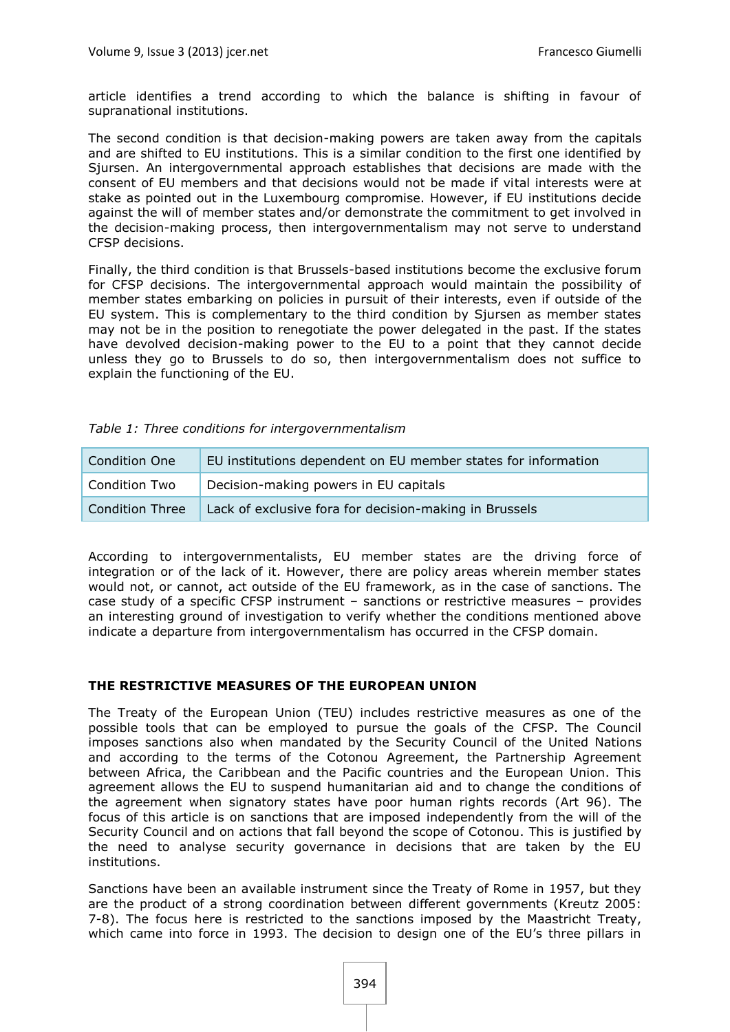article identifies a trend according to which the balance is shifting in favour of supranational institutions.

The second condition is that decision-making powers are taken away from the capitals and are shifted to EU institutions. This is a similar condition to the first one identified by Sjursen. An intergovernmental approach establishes that decisions are made with the consent of EU members and that decisions would not be made if vital interests were at stake as pointed out in the Luxembourg compromise. However, if EU institutions decide against the will of member states and/or demonstrate the commitment to get involved in the decision-making process, then intergovernmentalism may not serve to understand CFSP decisions.

Finally, the third condition is that Brussels-based institutions become the exclusive forum for CFSP decisions. The intergovernmental approach would maintain the possibility of member states embarking on policies in pursuit of their interests, even if outside of the EU system. This is complementary to the third condition by Sjursen as member states may not be in the position to renegotiate the power delegated in the past. If the states have devolved decision-making power to the EU to a point that they cannot decide unless they go to Brussels to do so, then intergovernmentalism does not suffice to explain the functioning of the EU.

*Table 1: Three conditions for intergovernmentalism*

| | |
|---|---|
| Condition One | EU institutions dependent on EU member states for information |
| Condition Two | Decision-making powers in EU capitals |
| Condition Three | Lack of exclusive fora for decision-making in Brussels |

According to intergovernmentalists, EU member states are the driving force of integration or of the lack of it. However, there are policy areas wherein member states would not, or cannot, act outside of the EU framework, as in the case of sanctions. The case study of a specific CFSP instrument – sanctions or restrictive measures – provides an interesting ground of investigation to verify whether the conditions mentioned above indicate a departure from intergovernmentalism has occurred in the CFSP domain.

## THE RESTRICTIVE MEASURES OF THE EUROPEAN UNION

The Treaty of the European Union (TEU) includes restrictive measures as one of the possible tools that can be employed to pursue the goals of the CFSP. The Council imposes sanctions also when mandated by the Security Council of the United Nations and according to the terms of the Cotonou Agreement, the Partnership Agreement between Africa, the Caribbean and the Pacific countries and the European Union. This agreement allows the EU to suspend humanitarian aid and to change the conditions of the agreement when signatory states have poor human rights records (Art 96). The focus of this article is on sanctions that are imposed independently from the will of the Security Council and on actions that fall beyond the scope of Cotonou. This is justified by the need to analyse security governance in decisions that are taken by the EU institutions.

Sanctions have been an available instrument since the Treaty of Rome in 1957, but they are the product of a strong coordination between different governments (Kreutz 2005: 7-8). The focus here is restricted to the sanctions imposed by the Maastricht Treaty, which came into force in 1993. The decision to design one of the EU's three pillars in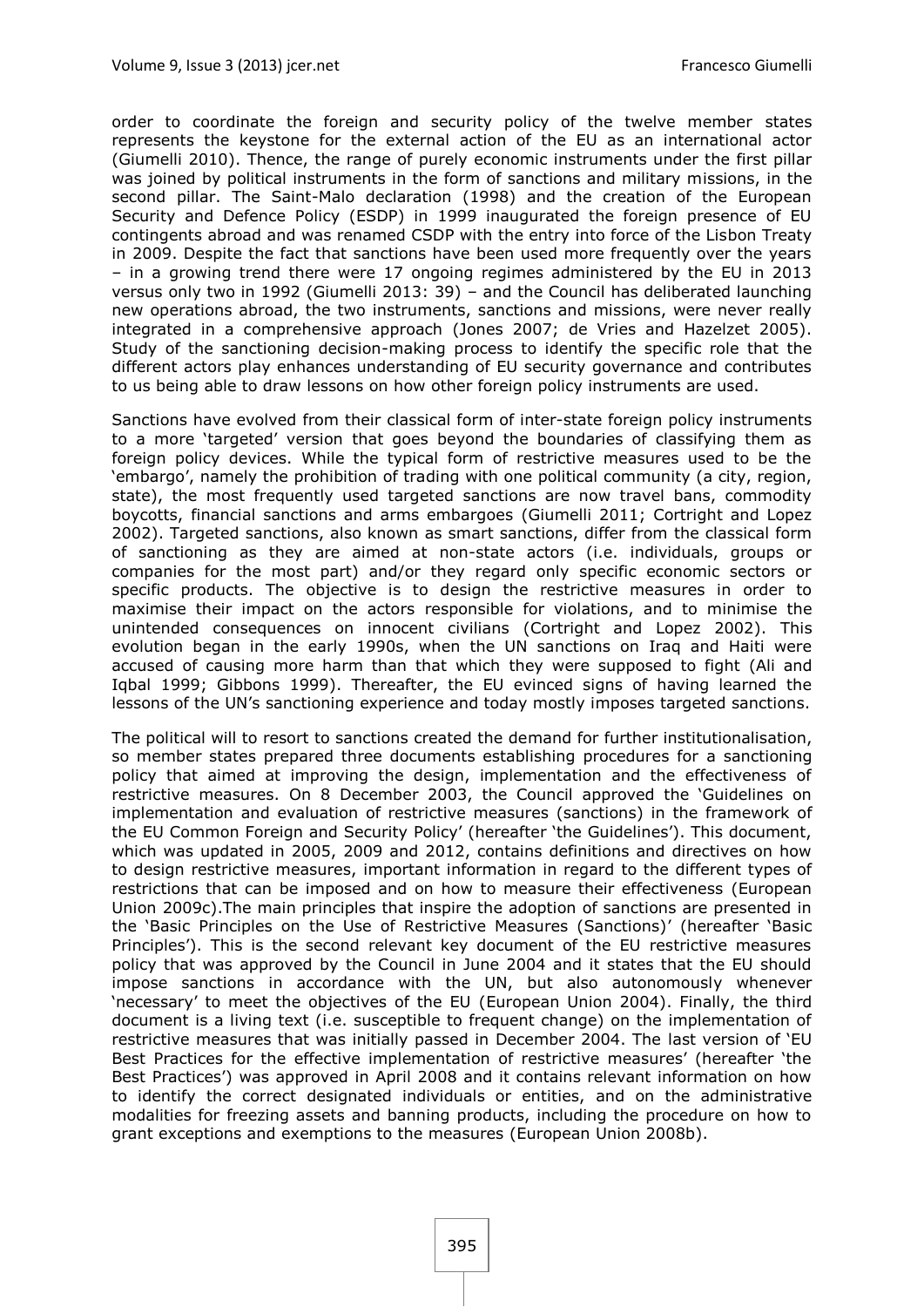order to coordinate the foreign and security policy of the twelve member states represents the keystone for the external action of the EU as an international actor (Giumelli 2010). Thence, the range of purely economic instruments under the first pillar was joined by political instruments in the form of sanctions and military missions, in the second pillar. The Saint-Malo declaration (1998) and the creation of the European Security and Defence Policy (ESDP) in 1999 inaugurated the foreign presence of EU contingents abroad and was renamed CSDP with the entry into force of the Lisbon Treaty in 2009. Despite the fact that sanctions have been used more frequently over the years – in a growing trend there were 17 ongoing regimes administered by the EU in 2013 versus only two in 1992 (Giumelli 2013: 39) – and the Council has deliberated launching new operations abroad, the two instruments, sanctions and missions, were never really integrated in a comprehensive approach (Jones 2007; de Vries and Hazelzet 2005). Study of the sanctioning decision-making process to identify the specific role that the different actors play enhances understanding of EU security governance and contributes to us being able to draw lessons on how other foreign policy instruments are used.

Sanctions have evolved from their classical form of inter-state foreign policy instruments to a more 'targeted' version that goes beyond the boundaries of classifying them as foreign policy devices. While the typical form of restrictive measures used to be the 'embargo', namely the prohibition of trading with one political community (a city, region, state), the most frequently used targeted sanctions are now travel bans, commodity boycotts, financial sanctions and arms embargoes (Giumelli 2011; Cortright and Lopez 2002). Targeted sanctions, also known as smart sanctions, differ from the classical form of sanctioning as they are aimed at non-state actors (i.e. individuals, groups or companies for the most part) and/or they regard only specific economic sectors or specific products. The objective is to design the restrictive measures in order to maximise their impact on the actors responsible for violations, and to minimise the unintended consequences on innocent civilians (Cortright and Lopez 2002). This evolution began in the early 1990s, when the UN sanctions on Iraq and Haiti were accused of causing more harm than that which they were supposed to fight (Ali and Iqbal 1999; Gibbons 1999). Thereafter, the EU evinced signs of having learned the lessons of the UN's sanctioning experience and today mostly imposes targeted sanctions.

The political will to resort to sanctions created the demand for further institutionalisation, so member states prepared three documents establishing procedures for a sanctioning policy that aimed at improving the design, implementation and the effectiveness of restrictive measures. On 8 December 2003, the Council approved the 'Guidelines on implementation and evaluation of restrictive measures (sanctions) in the framework of the EU Common Foreign and Security Policy' (hereafter 'the Guidelines'). This document, which was updated in 2005, 2009 and 2012, contains definitions and directives on how to design restrictive measures, important information in regard to the different types of restrictions that can be imposed and on how to measure their effectiveness (European Union 2009c).The main principles that inspire the adoption of sanctions are presented in the 'Basic Principles on the Use of Restrictive Measures (Sanctions)' (hereafter 'Basic Principles'). This is the second relevant key document of the EU restrictive measures policy that was approved by the Council in June 2004 and it states that the EU should impose sanctions in accordance with the UN, but also autonomously whenever 'necessary' to meet the objectives of the EU (European Union 2004). Finally, the third document is a living text (i.e. susceptible to frequent change) on the implementation of restrictive measures that was initially passed in December 2004. The last version of 'EU Best Practices for the effective implementation of restrictive measures' (hereafter 'the Best Practices') was approved in April 2008 and it contains relevant information on how to identify the correct designated individuals or entities, and on the administrative modalities for freezing assets and banning products, including the procedure on how to grant exceptions and exemptions to the measures (European Union 2008b).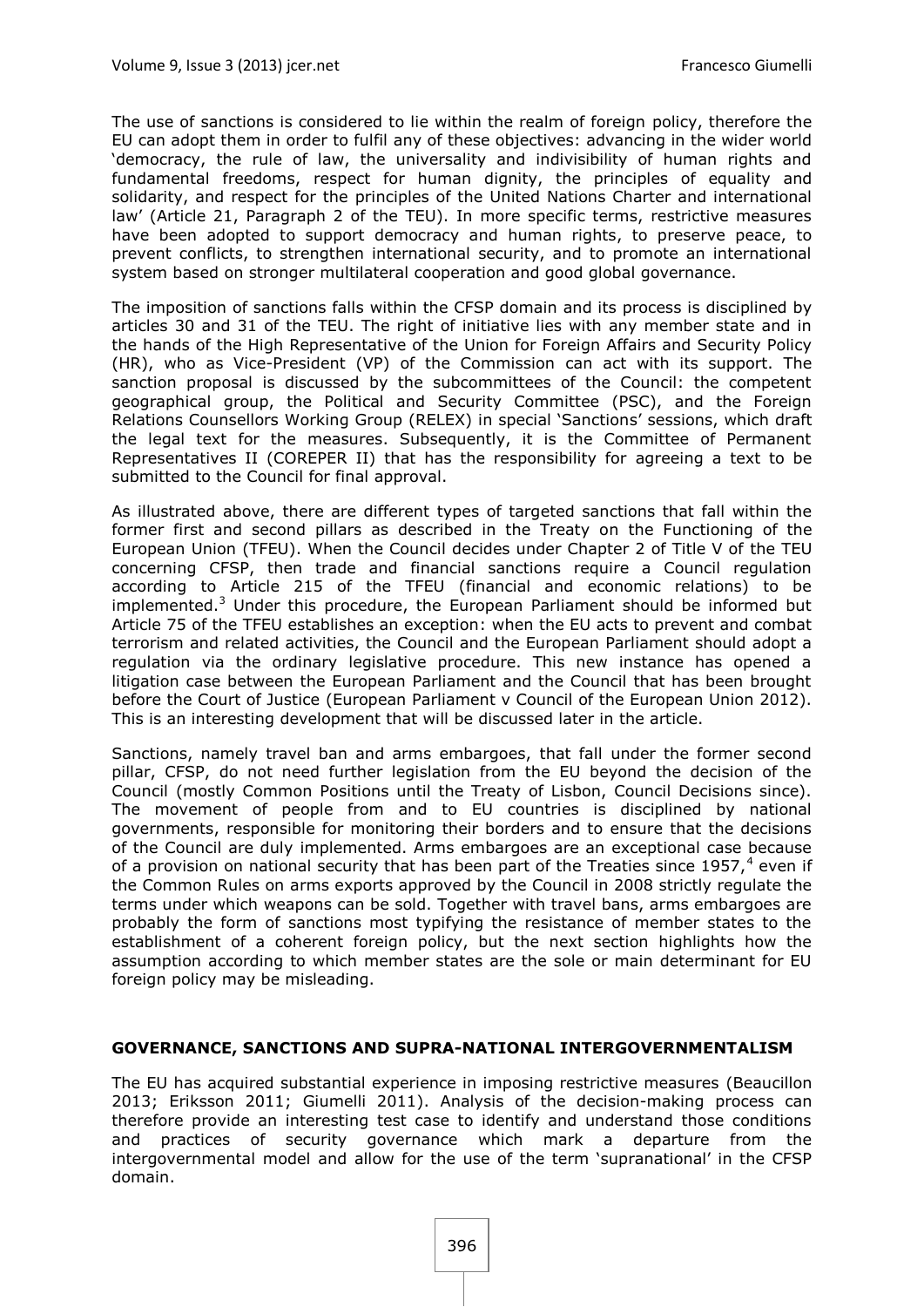The use of sanctions is considered to lie within the realm of foreign policy, therefore the EU can adopt them in order to fulfil any of these objectives: advancing in the wider world 'democracy, the rule of law, the universality and indivisibility of human rights and fundamental freedoms, respect for human dignity, the principles of equality and solidarity, and respect for the principles of the United Nations Charter and international law' (Article 21, Paragraph 2 of the TEU). In more specific terms, restrictive measures have been adopted to support democracy and human rights, to preserve peace, to prevent conflicts, to strengthen international security, and to promote an international system based on stronger multilateral cooperation and good global governance.

The imposition of sanctions falls within the CFSP domain and its process is disciplined by articles 30 and 31 of the TEU. The right of initiative lies with any member state and in the hands of the High Representative of the Union for Foreign Affairs and Security Policy (HR), who as Vice-President (VP) of the Commission can act with its support. The sanction proposal is discussed by the subcommittees of the Council: the competent geographical group, the Political and Security Committee (PSC), and the Foreign Relations Counsellors Working Group (RELEX) in special 'Sanctions' sessions, which draft the legal text for the measures. Subsequently, it is the Committee of Permanent Representatives II (COREPER II) that has the responsibility for agreeing a text to be submitted to the Council for final approval.

As illustrated above, there are different types of targeted sanctions that fall within the former first and second pillars as described in the Treaty on the Functioning of the European Union (TFEU). When the Council decides under Chapter 2 of Title V of the TEU concerning CFSP, then trade and financial sanctions require a Council regulation according to Article 215 of the TFEU (financial and economic relations) to be implemented.[3] Under this procedure, the European Parliament should be informed but Article 75 of the TFEU establishes an exception: when the EU acts to prevent and combat terrorism and related activities, the Council and the European Parliament should adopt a regulation via the ordinary legislative procedure. This new instance has opened a litigation case between the European Parliament and the Council that has been brought before the Court of Justice (European Parliament v Council of the European Union 2012). This is an interesting development that will be discussed later in the article.

Sanctions, namely travel ban and arms embargoes, that fall under the former second pillar, CFSP, do not need further legislation from the EU beyond the decision of the Council (mostly Common Positions until the Treaty of Lisbon, Council Decisions since). The movement of people from and to EU countries is disciplined by national governments, responsible for monitoring their borders and to ensure that the decisions of the Council are duly implemented. Arms embargoes are an exceptional case because of a provision on national security that has been part of the Treaties since 1957,[4] even if the Common Rules on arms exports approved by the Council in 2008 strictly regulate the terms under which weapons can be sold. Together with travel bans, arms embargoes are probably the form of sanctions most typifying the resistance of member states to the establishment of a coherent foreign policy, but the next section highlights how the assumption according to which member states are the sole or main determinant for EU foreign policy may be misleading.

## GOVERNANCE, SANCTIONS AND SUPRA-NATIONAL INTERGOVERNMENTALISM

The EU has acquired substantial experience in imposing restrictive measures (Beaucillon 2013; Eriksson 2011; Giumelli 2011). Analysis of the decision-making process can therefore provide an interesting test case to identify and understand those conditions and practices of security governance which mark a departure from the intergovernmental model and allow for the use of the term 'supranational' in the CFSP domain.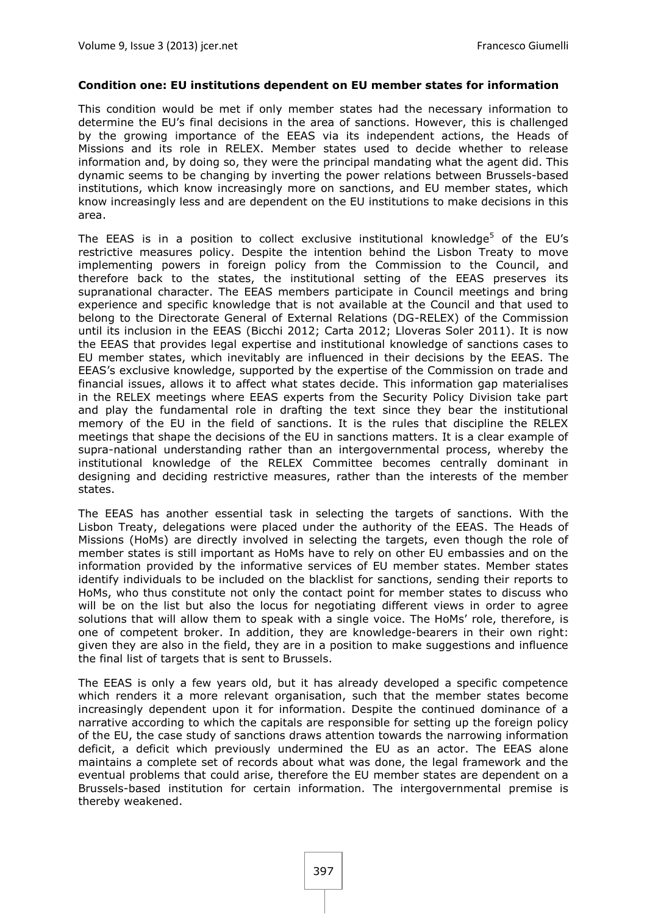**Condition one: EU institutions dependent on EU member states for information**

This condition would be met if only member states had the necessary information to determine the EU's final decisions in the area of sanctions. However, this is challenged by the growing importance of the EEAS via its independent actions, the Heads of Missions and its role in RELEX. Member states used to decide whether to release information and, by doing so, they were the principal mandating what the agent did. This dynamic seems to be changing by inverting the power relations between Brussels-based institutions, which know increasingly more on sanctions, and EU member states, which know increasingly less and are dependent on the EU institutions to make decisions in this area.

The EEAS is in a position to collect exclusive institutional knowledge[5] of the EU's restrictive measures policy. Despite the intention behind the Lisbon Treaty to move implementing powers in foreign policy from the Commission to the Council, and therefore back to the states, the institutional setting of the EEAS preserves its supranational character. The EEAS members participate in Council meetings and bring experience and specific knowledge that is not available at the Council and that used to belong to the Directorate General of External Relations (DG-RELEX) of the Commission until its inclusion in the EEAS (Bicchi 2012; Carta 2012; Lloveras Soler 2011). It is now the EEAS that provides legal expertise and institutional knowledge of sanctions cases to EU member states, which inevitably are influenced in their decisions by the EEAS. The EEAS's exclusive knowledge, supported by the expertise of the Commission on trade and financial issues, allows it to affect what states decide. This information gap materialises in the RELEX meetings where EEAS experts from the Security Policy Division take part and play the fundamental role in drafting the text since they bear the institutional memory of the EU in the field of sanctions. It is the rules that discipline the RELEX meetings that shape the decisions of the EU in sanctions matters. It is a clear example of supra-national understanding rather than an intergovernmental process, whereby the institutional knowledge of the RELEX Committee becomes centrally dominant in designing and deciding restrictive measures, rather than the interests of the member states.

The EEAS has another essential task in selecting the targets of sanctions. With the Lisbon Treaty, delegations were placed under the authority of the EEAS. The Heads of Missions (HoMs) are directly involved in selecting the targets, even though the role of member states is still important as HoMs have to rely on other EU embassies and on the information provided by the informative services of EU member states. Member states identify individuals to be included on the blacklist for sanctions, sending their reports to HoMs, who thus constitute not only the contact point for member states to discuss who will be on the list but also the locus for negotiating different views in order to agree solutions that will allow them to speak with a single voice. The HoMs' role, therefore, is one of competent broker. In addition, they are knowledge-bearers in their own right: given they are also in the field, they are in a position to make suggestions and influence the final list of targets that is sent to Brussels.

The EEAS is only a few years old, but it has already developed a specific competence which renders it a more relevant organisation, such that the member states become increasingly dependent upon it for information. Despite the continued dominance of a narrative according to which the capitals are responsible for setting up the foreign policy of the EU, the case study of sanctions draws attention towards the narrowing information deficit, a deficit which previously undermined the EU as an actor. The EEAS alone maintains a complete set of records about what was done, the legal framework and the eventual problems that could arise, therefore the EU member states are dependent on a Brussels-based institution for certain information. The intergovernmental premise is thereby weakened.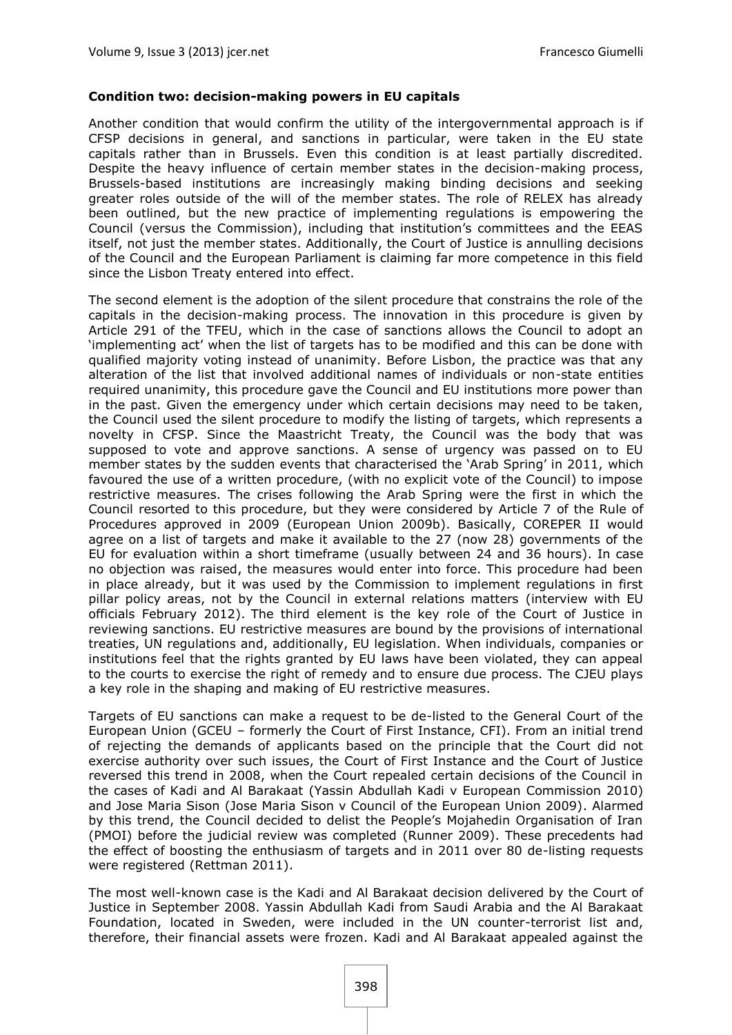**Condition two: decision-making powers in EU capitals**

Another condition that would confirm the utility of the intergovernmental approach is if CFSP decisions in general, and sanctions in particular, were taken in the EU state capitals rather than in Brussels. Even this condition is at least partially discredited. Despite the heavy influence of certain member states in the decision-making process, Brussels-based institutions are increasingly making binding decisions and seeking greater roles outside of the will of the member states. The role of RELEX has already been outlined, but the new practice of implementing regulations is empowering the Council (versus the Commission), including that institution's committees and the EEAS itself, not just the member states. Additionally, the Court of Justice is annulling decisions of the Council and the European Parliament is claiming far more competence in this field since the Lisbon Treaty entered into effect.

The second element is the adoption of the silent procedure that constrains the role of the capitals in the decision-making process. The innovation in this procedure is given by Article 291 of the TFEU, which in the case of sanctions allows the Council to adopt an 'implementing act' when the list of targets has to be modified and this can be done with qualified majority voting instead of unanimity. Before Lisbon, the practice was that any alteration of the list that involved additional names of individuals or non-state entities required unanimity, this procedure gave the Council and EU institutions more power than in the past. Given the emergency under which certain decisions may need to be taken, the Council used the silent procedure to modify the listing of targets, which represents a novelty in CFSP. Since the Maastricht Treaty, the Council was the body that was supposed to vote and approve sanctions. A sense of urgency was passed on to EU member states by the sudden events that characterised the 'Arab Spring' in 2011, which favoured the use of a written procedure, (with no explicit vote of the Council) to impose restrictive measures. The crises following the Arab Spring were the first in which the Council resorted to this procedure, but they were considered by Article 7 of the Rule of Procedures approved in 2009 (European Union 2009b). Basically, COREPER II would agree on a list of targets and make it available to the 27 (now 28) governments of the EU for evaluation within a short timeframe (usually between 24 and 36 hours). In case no objection was raised, the measures would enter into force. This procedure had been in place already, but it was used by the Commission to implement regulations in first pillar policy areas, not by the Council in external relations matters (interview with EU officials February 2012). The third element is the key role of the Court of Justice in reviewing sanctions. EU restrictive measures are bound by the provisions of international treaties, UN regulations and, additionally, EU legislation. When individuals, companies or institutions feel that the rights granted by EU laws have been violated, they can appeal to the courts to exercise the right of remedy and to ensure due process. The CJEU plays a key role in the shaping and making of EU restrictive measures.

Targets of EU sanctions can make a request to be de-listed to the General Court of the European Union (GCEU – formerly the Court of First Instance, CFI). From an initial trend of rejecting the demands of applicants based on the principle that the Court did not exercise authority over such issues, the Court of First Instance and the Court of Justice reversed this trend in 2008, when the Court repealed certain decisions of the Council in the cases of Kadi and Al Barakaat (Yassin Abdullah Kadi v European Commission 2010) and Jose Maria Sison (Jose Maria Sison v Council of the European Union 2009). Alarmed by this trend, the Council decided to delist the People's Mojahedin Organisation of Iran (PMOI) before the judicial review was completed (Runner 2009). These precedents had the effect of boosting the enthusiasm of targets and in 2011 over 80 de-listing requests were registered (Rettman 2011).

The most well-known case is the Kadi and Al Barakaat decision delivered by the Court of Justice in September 2008. Yassin Abdullah Kadi from Saudi Arabia and the Al Barakaat Foundation, located in Sweden, were included in the UN counter-terrorist list and, therefore, their financial assets were frozen. Kadi and Al Barakaat appealed against the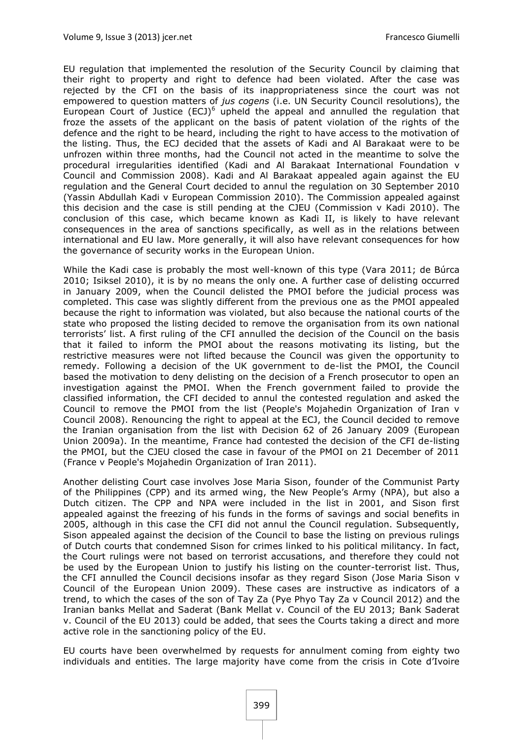EU regulation that implemented the resolution of the Security Council by claiming that their right to property and right to defence had been violated. After the case was rejected by the CFI on the basis of its inappropriateness since the court was not empowered to question matters of *jus cogens* (i.e. UN Security Council resolutions), the European Court of Justice (ECJ)[6] upheld the appeal and annulled the regulation that froze the assets of the applicant on the basis of patent violation of the rights of the defence and the right to be heard, including the right to have access to the motivation of the listing. Thus, the ECJ decided that the assets of Kadi and Al Barakaat were to be unfrozen within three months, had the Council not acted in the meantime to solve the procedural irregularities identified (Kadi and Al Barakaat International Foundation v Council and Commission 2008). Kadi and Al Barakaat appealed again against the EU regulation and the General Court decided to annul the regulation on 30 September 2010 (Yassin Abdullah Kadi v European Commission 2010). The Commission appealed against this decision and the case is still pending at the CJEU (Commission v Kadi 2010). The conclusion of this case, which became known as Kadi II, is likely to have relevant consequences in the area of sanctions specifically, as well as in the relations between international and EU law. More generally, it will also have relevant consequences for how the governance of security works in the European Union.

While the Kadi case is probably the most well-known of this type (Vara 2011; de Búrca 2010; Isiksel 2010), it is by no means the only one. A further case of delisting occurred in January 2009, when the Council delisted the PMOI before the judicial process was completed. This case was slightly different from the previous one as the PMOI appealed because the right to information was violated, but also because the national courts of the state who proposed the listing decided to remove the organisation from its own national terrorists' list. A first ruling of the CFI annulled the decision of the Council on the basis that it failed to inform the PMOI about the reasons motivating its listing, but the restrictive measures were not lifted because the Council was given the opportunity to remedy. Following a decision of the UK government to de-list the PMOI, the Council based the motivation to deny delisting on the decision of a French prosecutor to open an investigation against the PMOI. When the French government failed to provide the classified information, the CFI decided to annul the contested regulation and asked the Council to remove the PMOI from the list (People's Mojahedin Organization of Iran v Council 2008). Renouncing the right to appeal at the ECJ, the Council decided to remove the Iranian organisation from the list with Decision 62 of 26 January 2009 (European Union 2009a). In the meantime, France had contested the decision of the CFI de-listing the PMOI, but the CJEU closed the case in favour of the PMOI on 21 December of 2011 (France v People's Mojahedin Organization of Iran 2011).

Another delisting Court case involves Jose Maria Sison, founder of the Communist Party of the Philippines (CPP) and its armed wing, the New People's Army (NPA), but also a Dutch citizen. The CPP and NPA were included in the list in 2001, and Sison first appealed against the freezing of his funds in the forms of savings and social benefits in 2005, although in this case the CFI did not annul the Council regulation. Subsequently, Sison appealed against the decision of the Council to base the listing on previous rulings of Dutch courts that condemned Sison for crimes linked to his political militancy. In fact, the Court rulings were not based on terrorist accusations, and therefore they could not be used by the European Union to justify his listing on the counter-terrorist list. Thus, the CFI annulled the Council decisions insofar as they regard Sison (Jose Maria Sison v Council of the European Union 2009). These cases are instructive as indicators of a trend, to which the cases of the son of Tay Za (Pye Phyo Tay Za v Council 2012) and the Iranian banks Mellat and Saderat (Bank Mellat v. Council of the EU 2013; Bank Saderat v. Council of the EU 2013) could be added, that sees the Courts taking a direct and more active role in the sanctioning policy of the EU.

EU courts have been overwhelmed by requests for annulment coming from eighty two individuals and entities. The large majority have come from the crisis in Cote d'Ivoire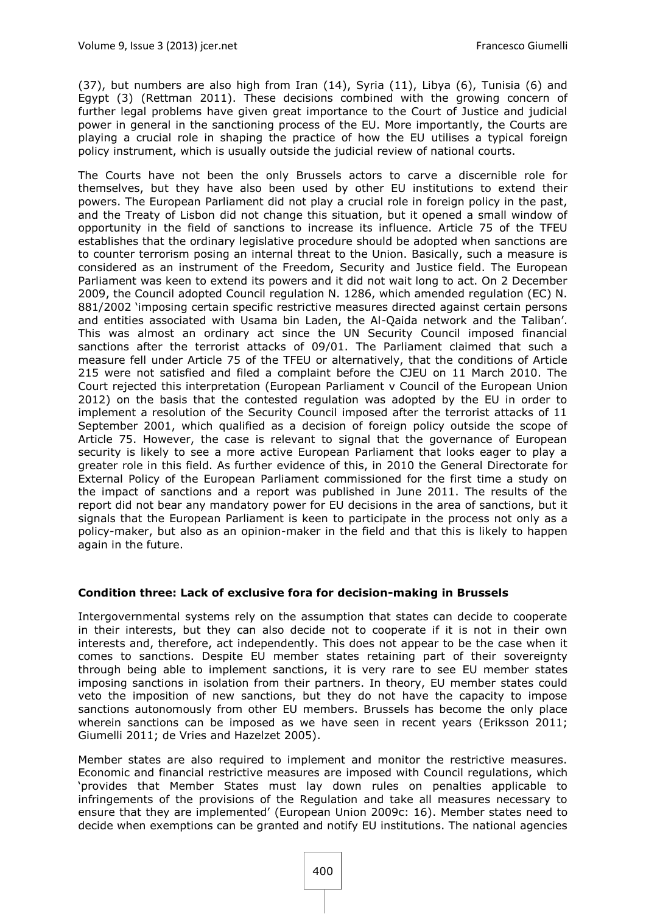(37), but numbers are also high from Iran (14), Syria (11), Libya (6), Tunisia (6) and Egypt (3) (Rettman 2011). These decisions combined with the growing concern of further legal problems have given great importance to the Court of Justice and judicial power in general in the sanctioning process of the EU. More importantly, the Courts are playing a crucial role in shaping the practice of how the EU utilises a typical foreign policy instrument, which is usually outside the judicial review of national courts.

The Courts have not been the only Brussels actors to carve a discernible role for themselves, but they have also been used by other EU institutions to extend their powers. The European Parliament did not play a crucial role in foreign policy in the past, and the Treaty of Lisbon did not change this situation, but it opened a small window of opportunity in the field of sanctions to increase its influence. Article 75 of the TFEU establishes that the ordinary legislative procedure should be adopted when sanctions are to counter terrorism posing an internal threat to the Union. Basically, such a measure is considered as an instrument of the Freedom, Security and Justice field. The European Parliament was keen to extend its powers and it did not wait long to act. On 2 December 2009, the Council adopted Council regulation N. 1286, which amended regulation (EC) N. 881/2002 'imposing certain specific restrictive measures directed against certain persons and entities associated with Usama bin Laden, the Al-Qaida network and the Taliban'. This was almost an ordinary act since the UN Security Council imposed financial sanctions after the terrorist attacks of 09/01. The Parliament claimed that such a measure fell under Article 75 of the TFEU or alternatively, that the conditions of Article 215 were not satisfied and filed a complaint before the CJEU on 11 March 2010. The Court rejected this interpretation (European Parliament v Council of the European Union 2012) on the basis that the contested regulation was adopted by the EU in order to implement a resolution of the Security Council imposed after the terrorist attacks of 11 September 2001, which qualified as a decision of foreign policy outside the scope of Article 75. However, the case is relevant to signal that the governance of European security is likely to see a more active European Parliament that looks eager to play a greater role in this field. As further evidence of this, in 2010 the General Directorate for External Policy of the European Parliament commissioned for the first time a study on the impact of sanctions and a report was published in June 2011. The results of the report did not bear any mandatory power for EU decisions in the area of sanctions, but it signals that the European Parliament is keen to participate in the process not only as a policy-maker, but also as an opinion-maker in the field and that this is likely to happen again in the future.

### Condition three: Lack of exclusive fora for decision-making in Brussels

Intergovernmental systems rely on the assumption that states can decide to cooperate in their interests, but they can also decide not to cooperate if it is not in their own interests and, therefore, act independently. This does not appear to be the case when it comes to sanctions. Despite EU member states retaining part of their sovereignty through being able to implement sanctions, it is very rare to see EU member states imposing sanctions in isolation from their partners. In theory, EU member states could veto the imposition of new sanctions, but they do not have the capacity to impose sanctions autonomously from other EU members. Brussels has become the only place wherein sanctions can be imposed as we have seen in recent years (Eriksson 2011; Giumelli 2011; de Vries and Hazelzet 2005).

Member states are also required to implement and monitor the restrictive measures. Economic and financial restrictive measures are imposed with Council regulations, which 'provides that Member States must lay down rules on penalties applicable to infringements of the provisions of the Regulation and take all measures necessary to ensure that they are implemented' (European Union 2009c: 16). Member states need to decide when exemptions can be granted and notify EU institutions. The national agencies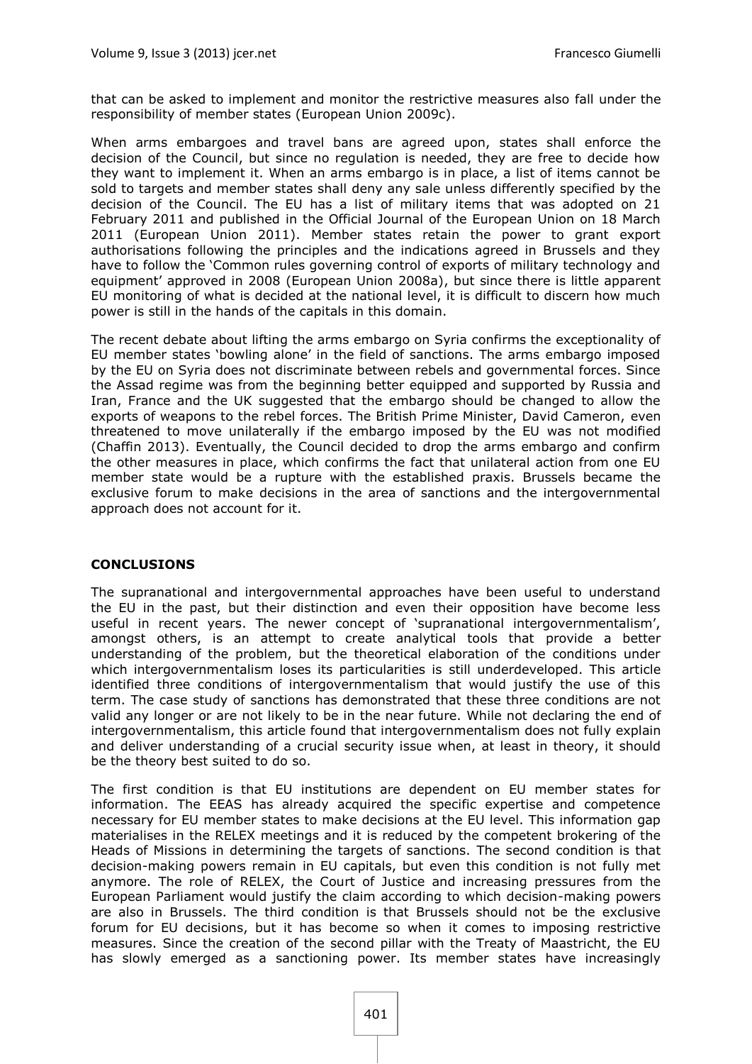that can be asked to implement and monitor the restrictive measures also fall under the responsibility of member states (European Union 2009c).

When arms embargoes and travel bans are agreed upon, states shall enforce the decision of the Council, but since no regulation is needed, they are free to decide how they want to implement it. When an arms embargo is in place, a list of items cannot be sold to targets and member states shall deny any sale unless differently specified by the decision of the Council. The EU has a list of military items that was adopted on 21 February 2011 and published in the Official Journal of the European Union on 18 March 2011 (European Union 2011). Member states retain the power to grant export authorisations following the principles and the indications agreed in Brussels and they have to follow the 'Common rules governing control of exports of military technology and equipment' approved in 2008 (European Union 2008a), but since there is little apparent EU monitoring of what is decided at the national level, it is difficult to discern how much power is still in the hands of the capitals in this domain.

The recent debate about lifting the arms embargo on Syria confirms the exceptionality of EU member states 'bowling alone' in the field of sanctions. The arms embargo imposed by the EU on Syria does not discriminate between rebels and governmental forces. Since the Assad regime was from the beginning better equipped and supported by Russia and Iran, France and the UK suggested that the embargo should be changed to allow the exports of weapons to the rebel forces. The British Prime Minister, David Cameron, even threatened to move unilaterally if the embargo imposed by the EU was not modified (Chaffin 2013). Eventually, the Council decided to drop the arms embargo and confirm the other measures in place, which confirms the fact that unilateral action from one EU member state would be a rupture with the established praxis. Brussels became the exclusive forum to make decisions in the area of sanctions and the intergovernmental approach does not account for it.

## CONCLUSIONS

The supranational and intergovernmental approaches have been useful to understand the EU in the past, but their distinction and even their opposition have become less useful in recent years. The newer concept of 'supranational intergovernmentalism', amongst others, is an attempt to create analytical tools that provide a better understanding of the problem, but the theoretical elaboration of the conditions under which intergovernmentalism loses its particularities is still underdeveloped. This article identified three conditions of intergovernmentalism that would justify the use of this term. The case study of sanctions has demonstrated that these three conditions are not valid any longer or are not likely to be in the near future. While not declaring the end of intergovernmentalism, this article found that intergovernmentalism does not fully explain and deliver understanding of a crucial security issue when, at least in theory, it should be the theory best suited to do so.

The first condition is that EU institutions are dependent on EU member states for information. The EEAS has already acquired the specific expertise and competence necessary for EU member states to make decisions at the EU level. This information gap materialises in the RELEX meetings and it is reduced by the competent brokering of the Heads of Missions in determining the targets of sanctions. The second condition is that decision-making powers remain in EU capitals, but even this condition is not fully met anymore. The role of RELEX, the Court of Justice and increasing pressures from the European Parliament would justify the claim according to which decision-making powers are also in Brussels. The third condition is that Brussels should not be the exclusive forum for EU decisions, but it has become so when it comes to imposing restrictive measures. Since the creation of the second pillar with the Treaty of Maastricht, the EU has slowly emerged as a sanctioning power. Its member states have increasingly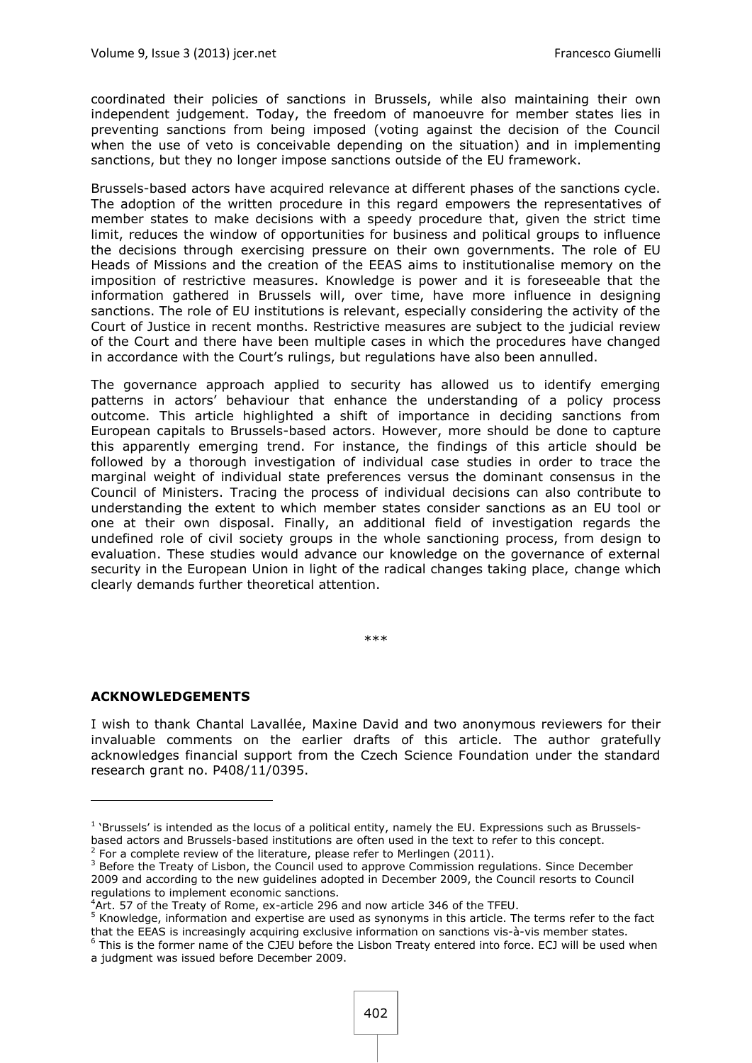coordinated their policies of sanctions in Brussels, while also maintaining their own independent judgement. Today, the freedom of manoeuvre for member states lies in preventing sanctions from being imposed (voting against the decision of the Council when the use of veto is conceivable depending on the situation) and in implementing sanctions, but they no longer impose sanctions outside of the EU framework.

Brussels-based actors have acquired relevance at different phases of the sanctions cycle. The adoption of the written procedure in this regard empowers the representatives of member states to make decisions with a speedy procedure that, given the strict time limit, reduces the window of opportunities for business and political groups to influence the decisions through exercising pressure on their own governments. The role of EU Heads of Missions and the creation of the EEAS aims to institutionalise memory on the imposition of restrictive measures. Knowledge is power and it is foreseeable that the information gathered in Brussels will, over time, have more influence in designing sanctions. The role of EU institutions is relevant, especially considering the activity of the Court of Justice in recent months. Restrictive measures are subject to the judicial review of the Court and there have been multiple cases in which the procedures have changed in accordance with the Court's rulings, but regulations have also been annulled.

The governance approach applied to security has allowed us to identify emerging patterns in actors' behaviour that enhance the understanding of a policy process outcome. This article highlighted a shift of importance in deciding sanctions from European capitals to Brussels-based actors. However, more should be done to capture this apparently emerging trend. For instance, the findings of this article should be followed by a thorough investigation of individual case studies in order to trace the marginal weight of individual state preferences versus the dominant consensus in the Council of Ministers. Tracing the process of individual decisions can also contribute to understanding the extent to which member states consider sanctions as an EU tool or one at their own disposal. Finally, an additional field of investigation regards the undefined role of civil society groups in the whole sanctioning process, from design to evaluation. These studies would advance our knowledge on the governance of external security in the European Union in light of the radical changes taking place, change which clearly demands further theoretical attention.

\*\*\*

### ACKNOWLEDGEMENTS

I wish to thank Chantal Lavallée, Maxine David and two anonymous reviewers for their invaluable comments on the earlier drafts of this article. The author gratefully acknowledges financial support from the Czech Science Foundation under the standard research grant no. P408/11/0395.

---

[1] 'Brussels' is intended as the locus of a political entity, namely the EU. Expressions such as Brussels-based actors and Brussels-based institutions are often used in the text to refer to this concept.

[2] For a complete review of the literature, please refer to Merlingen (2011).

[3] Before the Treaty of Lisbon, the Council used to approve Commission regulations. Since December 2009 and according to the new guidelines adopted in December 2009, the Council resorts to Council regulations to implement economic sanctions.

[4] Art. 57 of the Treaty of Rome, ex-article 296 and now article 346 of the TFEU.

[5] Knowledge, information and expertise are used as synonyms in this article. The terms refer to the fact that the EEAS is increasingly acquiring exclusive information on sanctions vis-à-vis member states.

[6] This is the former name of the CJEU before the Lisbon Treaty entered into force. ECJ will be used when a judgment was issued before December 2009.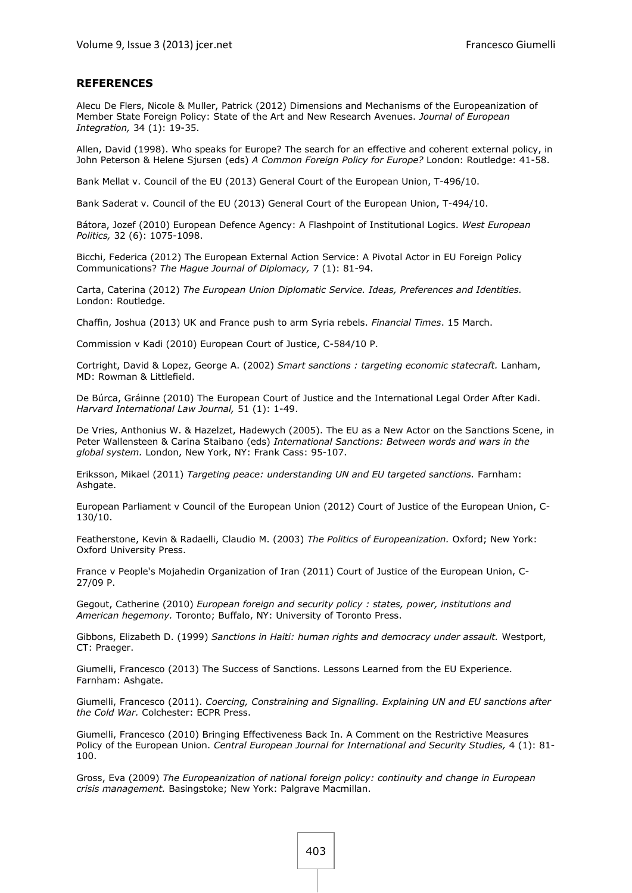## REFERENCES

Alecu De Flers, Nicole & Muller, Patrick (2012) Dimensions and Mechanisms of the Europeanization of Member State Foreign Policy: State of the Art and New Research Avenues. *Journal of European Integration,* 34 (1): 19-35.

Allen, David (1998). Who speaks for Europe? The search for an effective and coherent external policy, in John Peterson & Helene Sjursen (eds) *A Common Foreign Policy for Europe?* London: Routledge: 41-58.

Bank Mellat v. Council of the EU (2013) General Court of the European Union, T-496/10.

Bank Saderat v. Council of the EU (2013) General Court of the European Union, T-494/10.

Bátora, Jozef (2010) European Defence Agency: A Flashpoint of Institutional Logics. *West European Politics,* 32 (6): 1075-1098.

Bicchi, Federica (2012) The European External Action Service: A Pivotal Actor in EU Foreign Policy Communications? *The Hague Journal of Diplomacy,* 7 (1): 81-94.

Carta, Caterina (2012) *The European Union Diplomatic Service. Ideas, Preferences and Identities.* London: Routledge.

Chaffin, Joshua (2013) UK and France push to arm Syria rebels. *Financial Times*. 15 March.

Commission v Kadi (2010) European Court of Justice, C-584/10 P.

Cortright, David & Lopez, George A. (2002) *Smart sanctions : targeting economic statecraft.* Lanham, MD: Rowman & Littlefield.

De Búrca, Gráinne (2010) The European Court of Justice and the International Legal Order After Kadi. *Harvard International Law Journal,* 51 (1): 1-49.

De Vries, Anthonius W. & Hazelzet, Hadewych (2005). The EU as a New Actor on the Sanctions Scene, in Peter Wallensteen & Carina Staibano (eds) *International Sanctions: Between words and wars in the global system.* London, New York, NY: Frank Cass: 95-107.

Eriksson, Mikael (2011) *Targeting peace: understanding UN and EU targeted sanctions.* Farnham: Ashgate.

European Parliament v Council of the European Union (2012) Court of Justice of the European Union, C-130/10.

Featherstone, Kevin & Radaelli, Claudio M. (2003) *The Politics of Europeanization.* Oxford; New York: Oxford University Press.

France v People's Mojahedin Organization of Iran (2011) Court of Justice of the European Union, C-27/09 P.

Gegout, Catherine (2010) *European foreign and security policy : states, power, institutions and American hegemony.* Toronto; Buffalo, NY: University of Toronto Press.

Gibbons, Elizabeth D. (1999) *Sanctions in Haiti: human rights and democracy under assault.* Westport, CT: Praeger.

Giumelli, Francesco (2013) The Success of Sanctions. Lessons Learned from the EU Experience. Farnham: Ashgate.

Giumelli, Francesco (2011). *Coercing, Constraining and Signalling. Explaining UN and EU sanctions after the Cold War.* Colchester: ECPR Press.

Giumelli, Francesco (2010) Bringing Effectiveness Back In. A Comment on the Restrictive Measures Policy of the European Union. *Central European Journal for International and Security Studies,* 4 (1): 81-100.

Gross, Eva (2009) *The Europeanization of national foreign policy: continuity and change in European crisis management.* Basingstoke; New York: Palgrave Macmillan.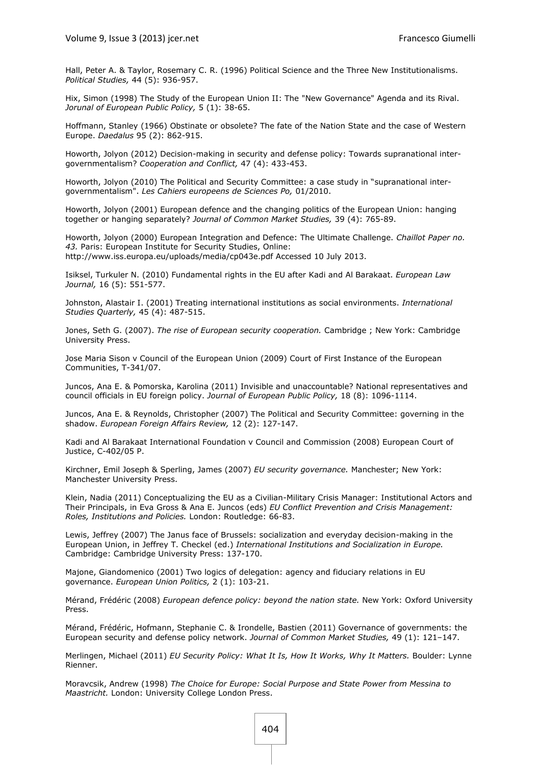Hall, Peter A. & Taylor, Rosemary C. R. (1996) Political Science and the Three New Institutionalisms. *Political Studies,* 44 (5): 936-957.

Hix, Simon (1998) The Study of the European Union II: The "New Governance" Agenda and its Rival. *Jorunal of European Public Policy,* 5 (1): 38-65.

Hoffmann, Stanley (1966) Obstinate or obsolete? The fate of the Nation State and the case of Western Europe. *Daedalus* 95 (2): 862-915.

Howorth, Jolyon (2012) Decision-making in security and defense policy: Towards supranational inter-governmentalism? *Cooperation and Conflict,* 47 (4): 433-453.

Howorth, Jolyon (2010) The Political and Security Committee: a case study in "supranational inter-governmentalism". *Les Cahiers europeens de Sciences Po,* 01/2010.

Howorth, Jolyon (2001) European defence and the changing politics of the European Union: hanging together or hanging separately? *Journal of Common Market Studies,* 39 (4): 765-89.

Howorth, Jolyon (2000) European Integration and Defence: The Ultimate Challenge. *Chaillot Paper no. 43.* Paris: European Institute for Security Studies, Online: http://www.iss.europa.eu/uploads/media/cp043e.pdf Accessed 10 July 2013.

Isiksel, Turkuler N. (2010) Fundamental rights in the EU after Kadi and Al Barakaat. *European Law Journal,* 16 (5): 551-577.

Johnston, Alastair I. (2001) Treating international institutions as social environments. *International Studies Quarterly,* 45 (4): 487-515.

Jones, Seth G. (2007). *The rise of European security cooperation.* Cambridge ; New York: Cambridge University Press.

Jose Maria Sison v Council of the European Union (2009) Court of First Instance of the European Communities, T-341/07.

Juncos, Ana E. & Pomorska, Karolina (2011) Invisible and unaccountable? National representatives and council officials in EU foreign policy. *Journal of European Public Policy,* 18 (8): 1096-1114.

Juncos, Ana E. & Reynolds, Christopher (2007) The Political and Security Committee: governing in the shadow. *European Foreign Affairs Review,* 12 (2): 127-147.

Kadi and Al Barakaat International Foundation v Council and Commission (2008) European Court of Justice, C-402/05 P.

Kirchner, Emil Joseph & Sperling, James (2007) *EU security governance.* Manchester; New York: Manchester University Press.

Klein, Nadia (2011) Conceptualizing the EU as a Civilian-Military Crisis Manager: Institutional Actors and Their Principals, in Eva Gross & Ana E. Juncos (eds) *EU Conflict Prevention and Crisis Management: Roles, Institutions and Policies.* London: Routledge: 66-83.

Lewis, Jeffrey (2007) The Janus face of Brussels: socialization and everyday decision-making in the European Union, in Jeffrey T. Checkel (ed.) *International Institutions and Socialization in Europe.* Cambridge: Cambridge University Press: 137-170.

Majone, Giandomenico (2001) Two logics of delegation: agency and fiduciary relations in EU governance. *European Union Politics,* 2 (1): 103-21.

Mérand, Frédéric (2008) *European defence policy: beyond the nation state.* New York: Oxford University Press.

Mérand, Frédéric, Hofmann, Stephanie C. & Irondelle, Bastien (2011) Governance of governments: the European security and defense policy network. *Journal of Common Market Studies,* 49 (1): 121–147.

Merlingen, Michael (2011) *EU Security Policy: What It Is, How It Works, Why It Matters.* Boulder: Lynne Rienner.

Moravcsik, Andrew (1998) *The Choice for Europe: Social Purpose and State Power from Messina to Maastricht.* London: University College London Press.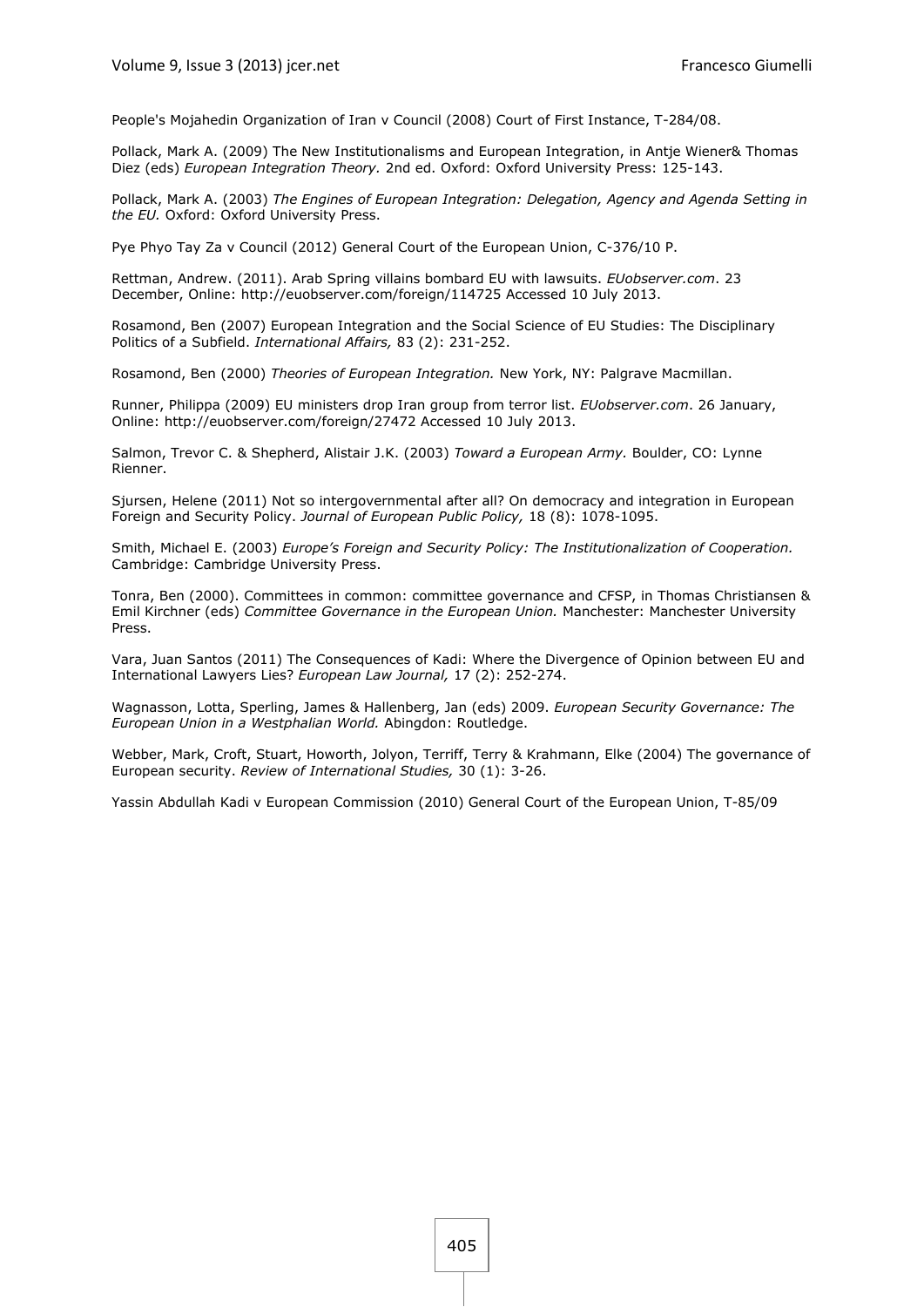People's Mojahedin Organization of Iran v Council (2008) Court of First Instance, T-284/08.

Pollack, Mark A. (2009) The New Institutionalisms and European Integration, in Antje Wiener& Thomas Diez (eds) *European Integration Theory.* 2nd ed. Oxford: Oxford University Press: 125-143.

Pollack, Mark A. (2003) *The Engines of European Integration: Delegation, Agency and Agenda Setting in the EU.* Oxford: Oxford University Press.

Pye Phyo Tay Za v Council (2012) General Court of the European Union, C-376/10 P.

Rettman, Andrew. (2011). Arab Spring villains bombard EU with lawsuits. *EUobserver.com*. 23 December, Online: http://euobserver.com/foreign/114725 Accessed 10 July 2013.

Rosamond, Ben (2007) European Integration and the Social Science of EU Studies: The Disciplinary Politics of a Subfield. *International Affairs,* 83 (2): 231-252.

Rosamond, Ben (2000) *Theories of European Integration.* New York, NY: Palgrave Macmillan.

Runner, Philippa (2009) EU ministers drop Iran group from terror list. *EUobserver.com*. 26 January, Online: http://euobserver.com/foreign/27472 Accessed 10 July 2013.

Salmon, Trevor C. & Shepherd, Alistair J.K. (2003) *Toward a European Army.* Boulder, CO: Lynne Rienner.

Sjursen, Helene (2011) Not so intergovernmental after all? On democracy and integration in European Foreign and Security Policy. *Journal of European Public Policy,* 18 (8): 1078-1095.

Smith, Michael E. (2003) *Europe's Foreign and Security Policy: The Institutionalization of Cooperation.* Cambridge: Cambridge University Press.

Tonra, Ben (2000). Committees in common: committee governance and CFSP, in Thomas Christiansen & Emil Kirchner (eds) *Committee Governance in the European Union.* Manchester: Manchester University Press.

Vara, Juan Santos (2011) The Consequences of Kadi: Where the Divergence of Opinion between EU and International Lawyers Lies? *European Law Journal,* 17 (2): 252-274.

Wagnasson, Lotta, Sperling, James & Hallenberg, Jan (eds) 2009. *European Security Governance: The European Union in a Westphalian World.* Abingdon: Routledge.

Webber, Mark, Croft, Stuart, Howorth, Jolyon, Terriff, Terry & Krahmann, Elke (2004) The governance of European security. *Review of International Studies,* 30 (1): 3-26.

Yassin Abdullah Kadi v European Commission (2010) General Court of the European Union, T-85/09